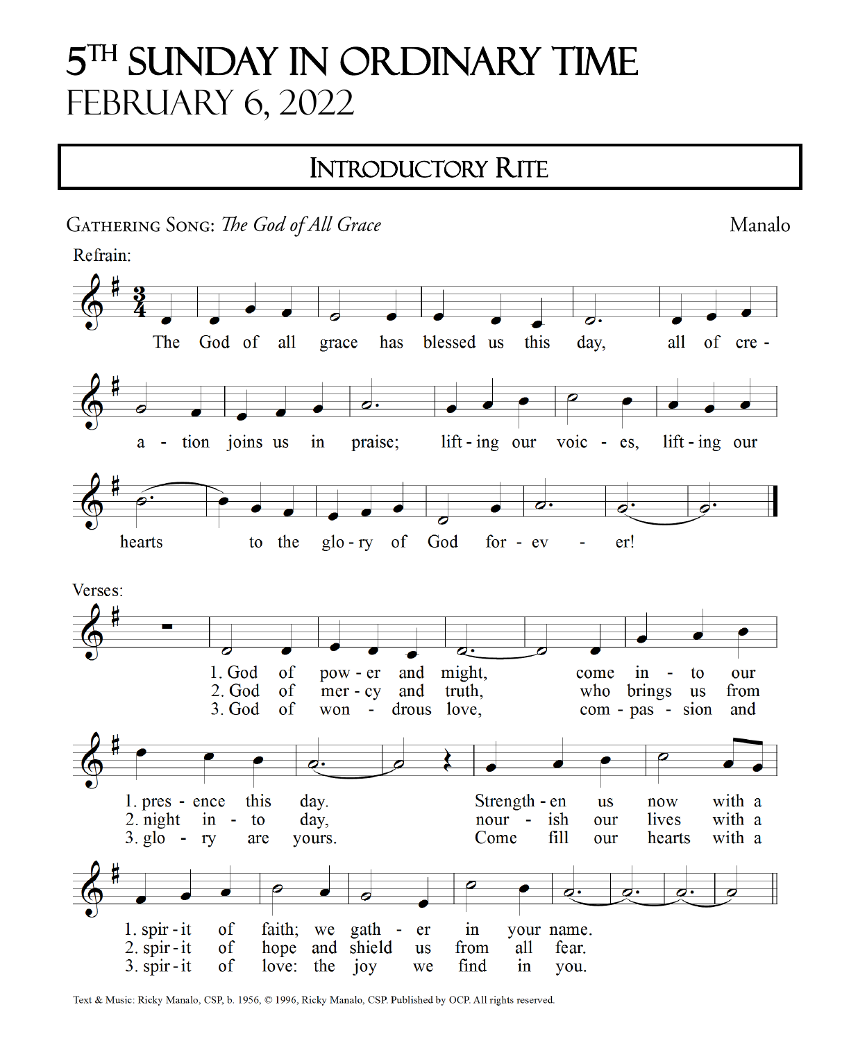# 5TH SUNDAY IN ORDINARY TIME

FEBRUARY 6, 2022

## INTRODUCTORY RITE

GATHERING SONG: *The God of All Grace* — Manalo

Refrain:

The God of all grace has blessed us this day, all of creation joins us in praise; lifting our voices, lifting our hearts to the glory of God forever!

Verses:

1. God of power and might, come into our presence this day. Strengthen us now with a spirit of faith; we gather in your name.
2. God of mercy and truth, who brings us from night into day, nourish our lives with a spirit of hope and shield us from all fear.
3. God of wondrous love, compassion and glory are yours. Come fill our hearts with a spirit of love: the joy we find in you.

Text & Music: Ricky Manalo, CSP, b. 1956, © 1996, Ricky Manalo, CSP. Published by OCP. All rights reserved.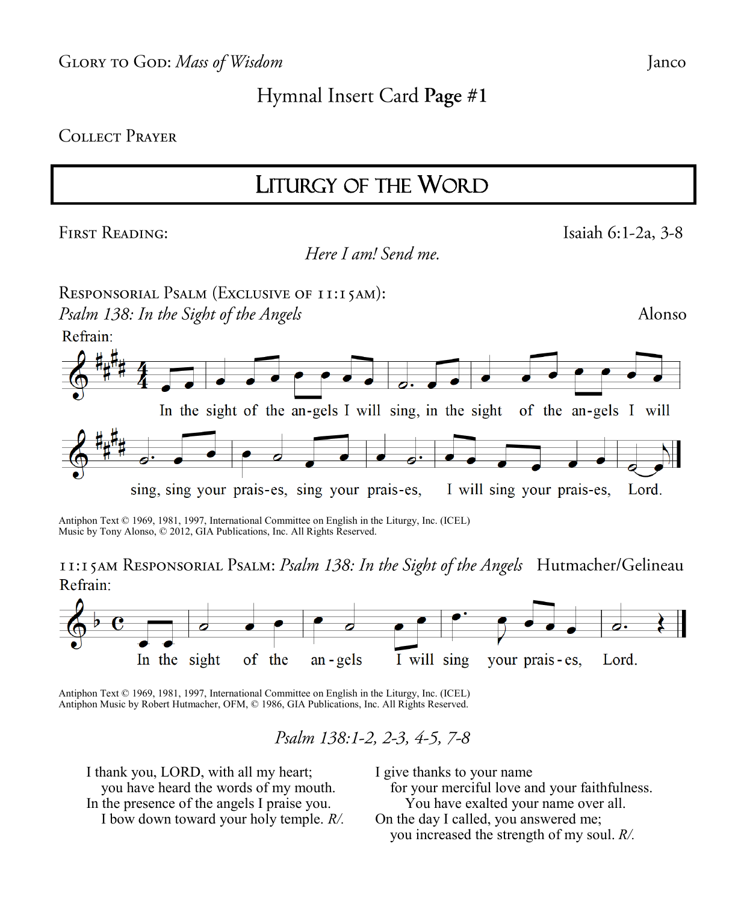Glory to God: *Mass of Wisdom* Janco

Hymnal Insert Card **Page #1**

Collect Prayer

# Liturgy of the Word

First Reading: Isaiah 6:1-2a, 3-8

*Here I am! Send me.*

Responsorial Psalm (Exclusive of 11:15am):
*Psalm 138: In the Sight of the Angels* Alonso

Refrain:

In the sight of the an-gels I will sing, in the sight of the an-gels I will sing, sing your prais-es, sing your prais-es, I will sing your prais-es, Lord.

Antiphon Text © 1969, 1981, 1997, International Committee on English in the Liturgy, Inc. (ICEL)
Music by Tony Alonso, © 2012, GIA Publications, Inc. All Rights Reserved.

11:15am Responsorial Psalm: *Psalm 138: In the Sight of the Angels* Hutmacher/Gelineau

Refrain:

In the sight of the an - gels I will sing your prais - es, Lord.

Antiphon Text © 1969, 1981, 1997, International Committee on English in the Liturgy, Inc. (ICEL)
Antiphon Music by Robert Hutmacher, OFM, © 1986, GIA Publications, Inc. All Rights Reserved.

*Psalm 138:1-2, 2-3, 4-5, 7-8*

I thank you, LORD, with all my heart;
you have heard the words of my mouth.
In the presence of the angels I praise you.
I bow down toward your holy temple. *R/.*

I give thanks to your name
for your merciful love and your faithfulness.
You have exalted your name over all.
On the day I called, you answered me;
you increased the strength of my soul. *R/.*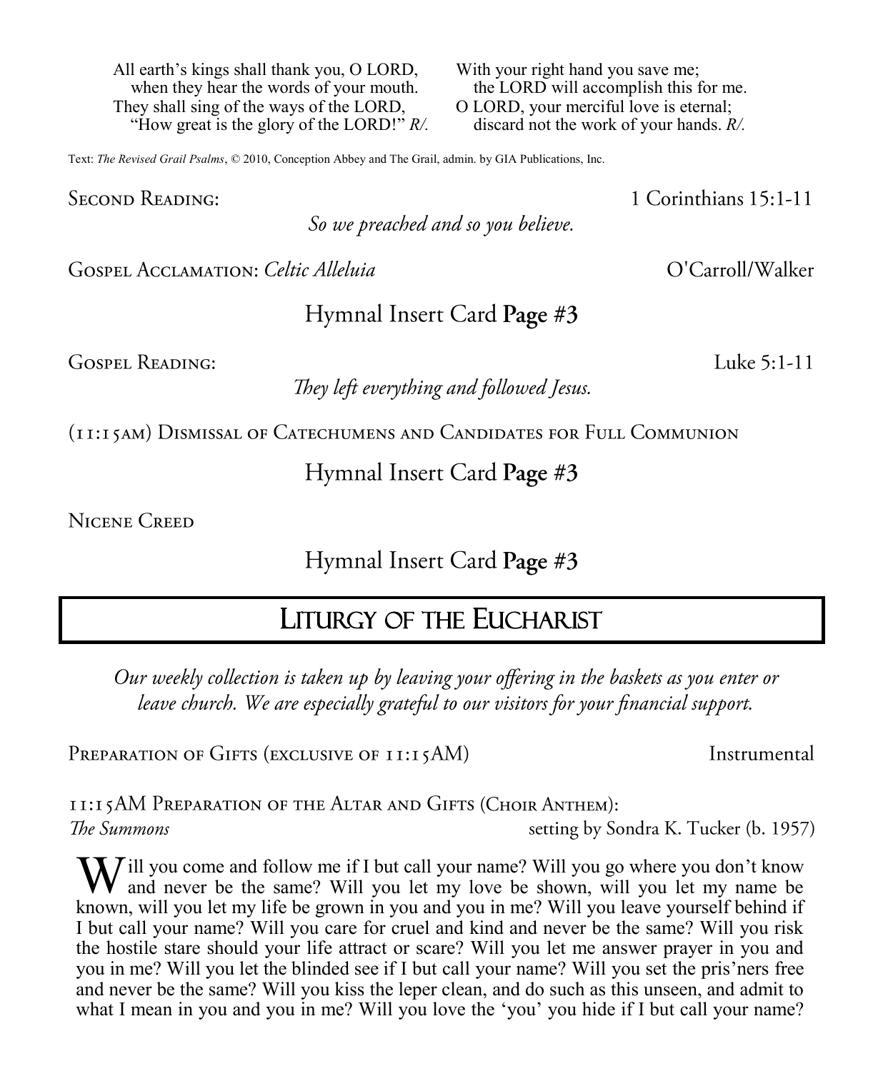All earth's kings shall thank you, O LORD,
when they hear the words of your mouth.
They shall sing of the ways of the LORD,
"How great is the glory of the LORD!" *R/.*

With your right hand you save me;
the LORD will accomplish this for me.
O LORD, your merciful love is eternal;
discard not the work of your hands. *R/.*

Text: *The Revised Grail Psalms*, © 2010, Conception Abbey and The Grail, admin. by GIA Publications, Inc.

Second Reading: 1 Corinthians 15:1-11

*So we preached and so you believe.*

Gospel Acclamation: *Celtic Alleluia* O'Carroll/Walker

Hymnal Insert Card **Page #3**

Gospel Reading: Luke 5:1-11

*They left everything and followed Jesus.*

(11:15am) Dismissal of Catechumens and Candidates for Full Communion

Hymnal Insert Card **Page #3**

Nicene Creed

Hymnal Insert Card **Page #3**

## Liturgy of the Eucharist

*Our weekly collection is taken up by leaving your offering in the baskets as you enter or leave church. We are especially grateful to our visitors for your financial support.*

Preparation of Gifts (exclusive of 11:15AM) Instrumental

11:15AM Preparation of the Altar and Gifts (Choir Anthem):
*The Summons* setting by Sondra K. Tucker (b. 1957)

Will you come and follow me if I but call your name? Will you go where you don't know and never be the same? Will you let my love be shown, will you let my name be known, will you let my life be grown in you and you in me? Will you leave yourself behind if I but call your name? Will you care for cruel and kind and never be the same? Will you risk the hostile stare should your life attract or scare? Will you let me answer prayer in you and you in me? Will you let the blinded see if I but call your name? Will you set the pris'ners free and never be the same? Will you kiss the leper clean, and do such as this unseen, and admit to what I mean in you and you in me? Will you love the 'you' you hide if I but call your name?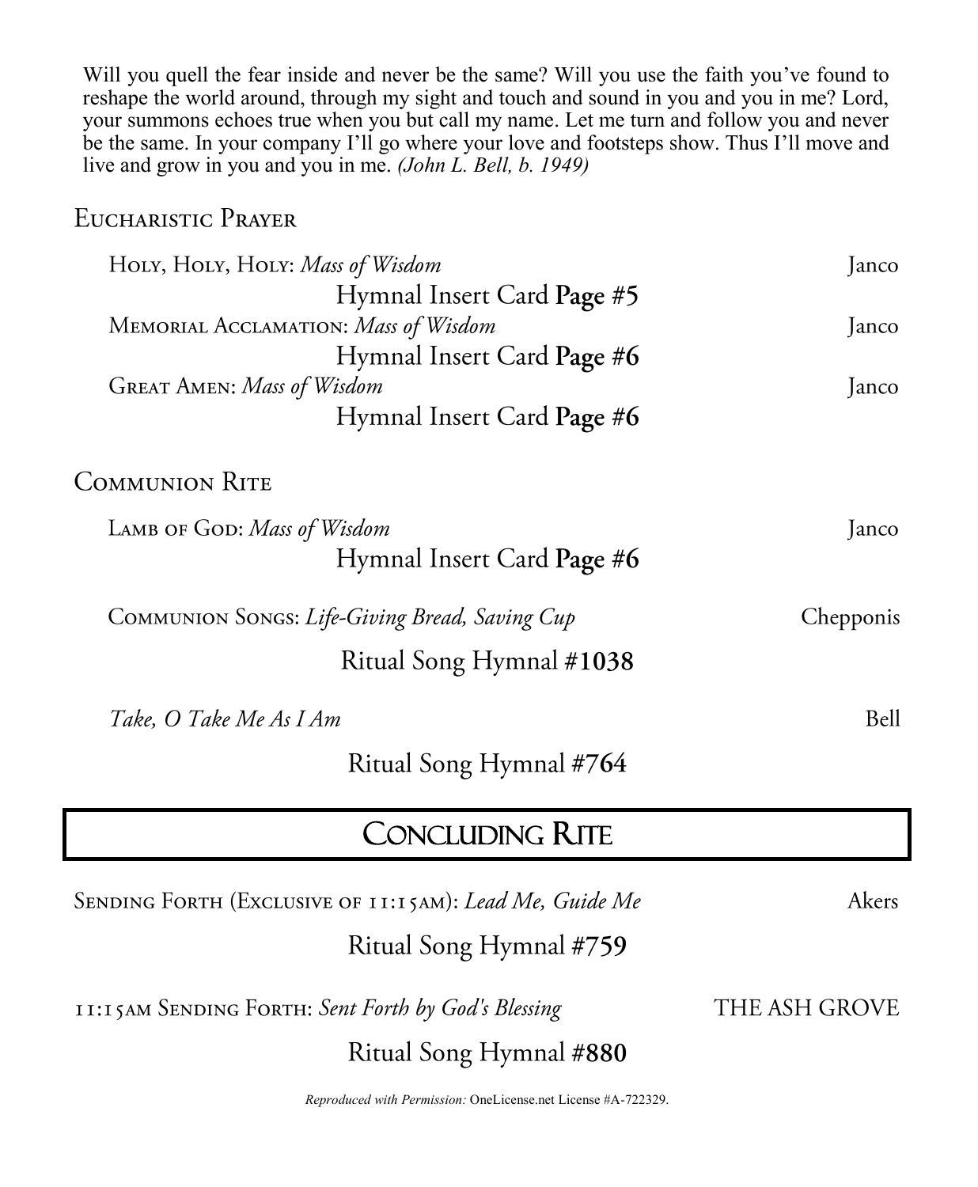Will you quell the fear inside and never be the same? Will you use the faith you've found to reshape the world around, through my sight and touch and sound in you and you in me? Lord, your summons echoes true when you but call my name. Let me turn and follow you and never be the same. In your company I'll go where your love and footsteps show. Thus I'll move and live and grow in you and you in me. *(John L. Bell, b. 1949)*

## Eucharistic Prayer

Holy, Holy, Holy: *Mass of Wisdom* — Janco

Hymnal Insert Card **Page #5**

Memorial Acclamation: *Mass of Wisdom* — Janco

Hymnal Insert Card **Page #6**

Great Amen: *Mass of Wisdom* — Janco

Hymnal Insert Card **Page #6**

## Communion Rite

Lamb of God: *Mass of Wisdom* — Janco

Hymnal Insert Card **Page #6**

Communion Songs: *Life-Giving Bread, Saving Cup* — Chepponis

Ritual Song Hymnal #**1038**

*Take, O Take Me As I Am* — Bell

Ritual Song Hymnal #**764**

# Concluding Rite

Sending Forth (Exclusive of 11:15am): *Lead Me, Guide Me* — Akers

Ritual Song Hymnal #**759**

11:15am Sending Forth: *Sent Forth by God's Blessing* — THE ASH GROVE

Ritual Song Hymnal #**880**

*Reproduced with Permission:* OneLicense.net License #A-722329.